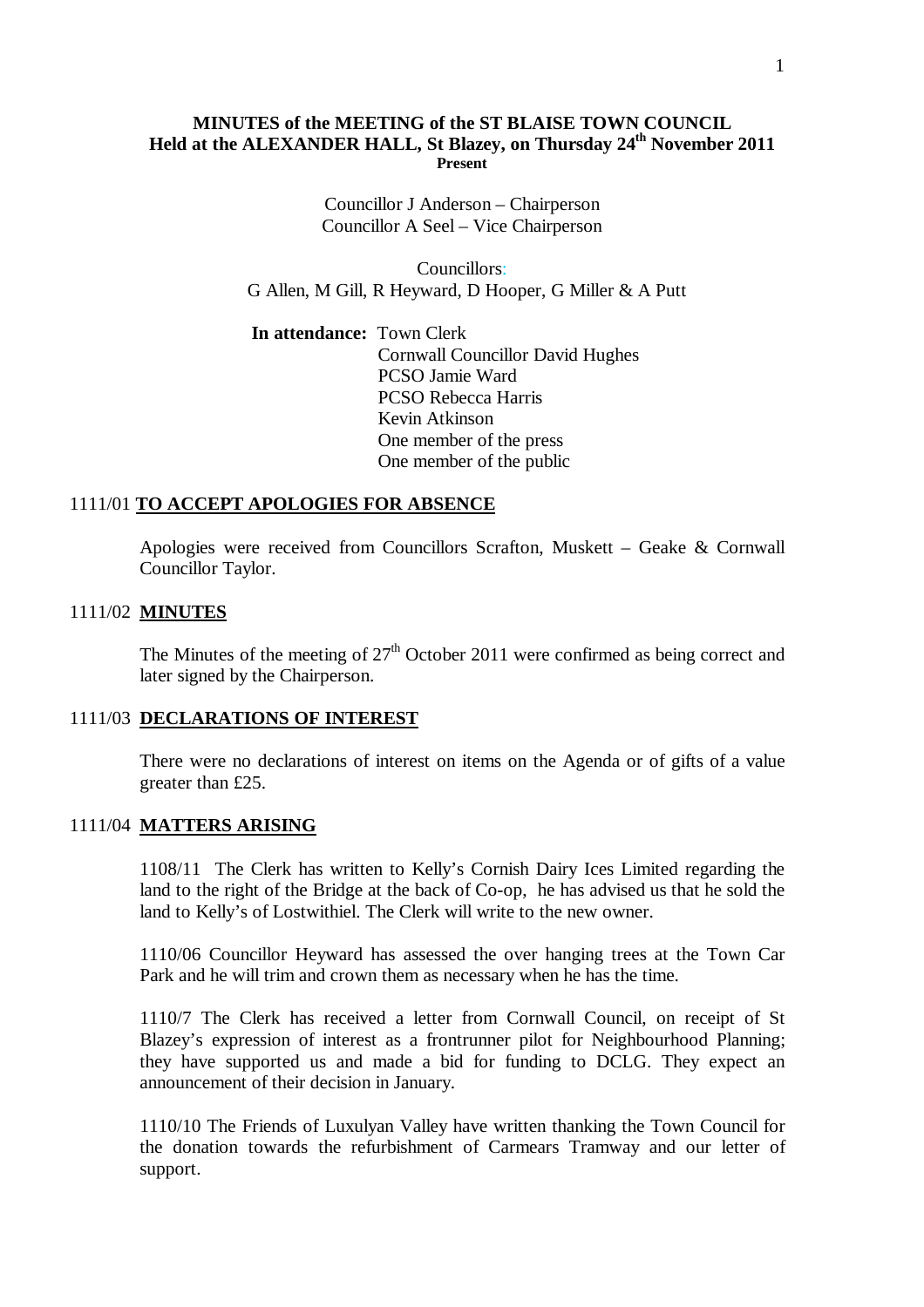# MINUTES of the MEETING of the ST BLAISE TOWN COUNCIL
## Held at the ALEXANDER HALL, St Blazey, on Thursday 24th November 2011

**Present**

Councillor J Anderson – Chairperson
Councillor A Seel – Vice Chairperson

Councillors:
G Allen, M Gill, R Heyward, D Hooper, G Miller & A Putt

**In attendance:** Town Clerk
Cornwall Councillor David Hughes
PCSO Jamie Ward
PCSO Rebecca Harris
Kevin Atkinson
One member of the press
One member of the public

### 1111/01 TO ACCEPT APOLOGIES FOR ABSENCE

Apologies were received from Councillors Scrafton, Muskett – Geake & Cornwall Councillor Taylor.

### 1111/02 MINUTES

The Minutes of the meeting of 27th October 2011 were confirmed as being correct and later signed by the Chairperson.

### 1111/03 DECLARATIONS OF INTEREST

There were no declarations of interest on items on the Agenda or of gifts of a value greater than £25.

### 1111/04 MATTERS ARISING

1108/11 The Clerk has written to Kelly's Cornish Dairy Ices Limited regarding the land to the right of the Bridge at the back of Co-op, he has advised us that he sold the land to Kelly's of Lostwithiel. The Clerk will write to the new owner.

1110/06 Councillor Heyward has assessed the over hanging trees at the Town Car Park and he will trim and crown them as necessary when he has the time.

1110/7 The Clerk has received a letter from Cornwall Council, on receipt of St Blazey's expression of interest as a frontrunner pilot for Neighbourhood Planning; they have supported us and made a bid for funding to DCLG. They expect an announcement of their decision in January.

1110/10 The Friends of Luxulyan Valley have written thanking the Town Council for the donation towards the refurbishment of Carmears Tramway and our letter of support.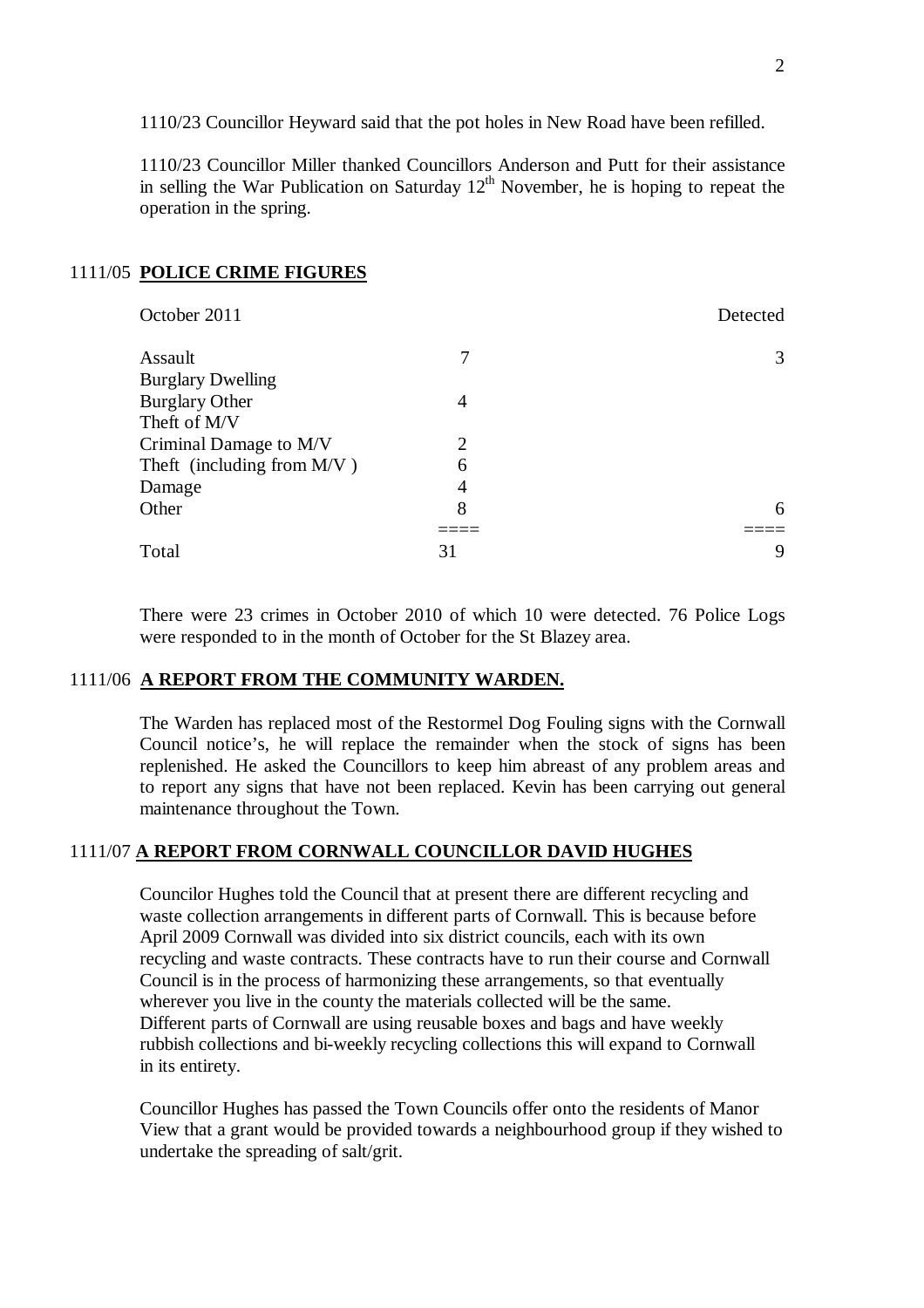1110/23 Councillor Heyward said that the pot holes in New Road have been refilled.

1110/23 Councillor Miller thanked Councillors Anderson and Putt for their assistance in selling the War Publication on Saturday 12th November, he is hoping to repeat the operation in the spring.

## 1111/05 POLICE CRIME FIGURES

| October 2011 | | Detected |
|---|---|---|
| Assault | 7 | 3 |
| Burglary Dwelling | | |
| Burglary Other | 4 | |
| Theft of M/V | | |
| Criminal Damage to M/V | 2 | |
| Theft (including from M/V ) | 6 | |
| Damage | 4 | |
| Other | 8 | 6 |
| | ==== | ==== |
| Total | 31 | 9 |

There were 23 crimes in October 2010 of which 10 were detected. 76 Police Logs were responded to in the month of October for the St Blazey area.

## 1111/06 A REPORT FROM THE COMMUNITY WARDEN.

The Warden has replaced most of the Restormel Dog Fouling signs with the Cornwall Council notice's, he will replace the remainder when the stock of signs has been replenished. He asked the Councillors to keep him abreast of any problem areas and to report any signs that have not been replaced. Kevin has been carrying out general maintenance throughout the Town.

## 1111/07 A REPORT FROM CORNWALL COUNCILLOR DAVID HUGHES

Councilor Hughes told the Council that at present there are different recycling and waste collection arrangements in different parts of Cornwall. This is because before April 2009 Cornwall was divided into six district councils, each with its own recycling and waste contracts. These contracts have to run their course and Cornwall Council is in the process of harmonizing these arrangements, so that eventually wherever you live in the county the materials collected will be the same. Different parts of Cornwall are using reusable boxes and bags and have weekly rubbish collections and bi-weekly recycling collections this will expand to Cornwall in its entirety.

Councillor Hughes has passed the Town Councils offer onto the residents of Manor View that a grant would be provided towards a neighbourhood group if they wished to undertake the spreading of salt/grit.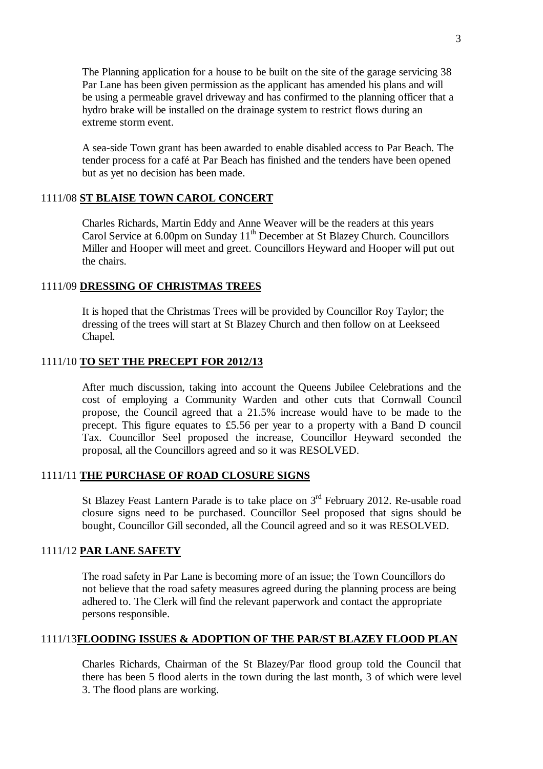The Planning application for a house to be built on the site of the garage servicing 38 Par Lane has been given permission as the applicant has amended his plans and will be using a permeable gravel driveway and has confirmed to the planning officer that a hydro brake will be installed on the drainage system to restrict flows during an extreme storm event.

A sea-side Town grant has been awarded to enable disabled access to Par Beach. The tender process for a café at Par Beach has finished and the tenders have been opened but as yet no decision has been made.

1111/08 **ST BLAISE TOWN CAROL CONCERT**

Charles Richards, Martin Eddy and Anne Weaver will be the readers at this years Carol Service at 6.00pm on Sunday 11th December at St Blazey Church. Councillors Miller and Hooper will meet and greet. Councillors Heyward and Hooper will put out the chairs.

1111/09 **DRESSING OF CHRISTMAS TREES**

It is hoped that the Christmas Trees will be provided by Councillor Roy Taylor; the dressing of the trees will start at St Blazey Church and then follow on at Leekseed Chapel.

1111/10 **TO SET THE PRECEPT FOR 2012/13**

After much discussion, taking into account the Queens Jubilee Celebrations and the cost of employing a Community Warden and other cuts that Cornwall Council propose, the Council agreed that a 21.5% increase would have to be made to the precept. This figure equates to £5.56 per year to a property with a Band D council Tax. Councillor Seel proposed the increase, Councillor Heyward seconded the proposal, all the Councillors agreed and so it was RESOLVED.

1111/11 **THE PURCHASE OF ROAD CLOSURE SIGNS**

St Blazey Feast Lantern Parade is to take place on 3rd February 2012. Re-usable road closure signs need to be purchased. Councillor Seel proposed that signs should be bought, Councillor Gill seconded, all the Council agreed and so it was RESOLVED.

1111/12 **PAR LANE SAFETY**

The road safety in Par Lane is becoming more of an issue; the Town Councillors do not believe that the road safety measures agreed during the planning process are being adhered to. The Clerk will find the relevant paperwork and contact the appropriate persons responsible.

1111/13**FLOODING ISSUES & ADOPTION OF THE PAR/ST BLAZEY FLOOD PLAN**

Charles Richards, Chairman of the St Blazey/Par flood group told the Council that there has been 5 flood alerts in the town during the last month, 3 of which were level 3. The flood plans are working.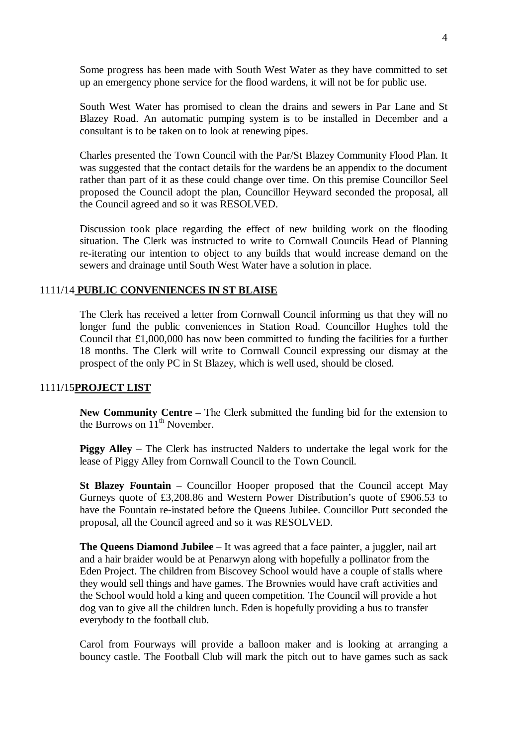Some progress has been made with South West Water as they have committed to set up an emergency phone service for the flood wardens, it will not be for public use.

South West Water has promised to clean the drains and sewers in Par Lane and St Blazey Road. An automatic pumping system is to be installed in December and a consultant is to be taken on to look at renewing pipes.

Charles presented the Town Council with the Par/St Blazey Community Flood Plan. It was suggested that the contact details for the wardens be an appendix to the document rather than part of it as these could change over time. On this premise Councillor Seel proposed the Council adopt the plan, Councillor Heyward seconded the proposal, all the Council agreed and so it was RESOLVED.

Discussion took place regarding the effect of new building work on the flooding situation. The Clerk was instructed to write to Cornwall Councils Head of Planning re-iterating our intention to object to any builds that would increase demand on the sewers and drainage until South West Water have a solution in place.

1111/14 **PUBLIC CONVENIENCES IN ST BLAISE**

The Clerk has received a letter from Cornwall Council informing us that they will no longer fund the public conveniences in Station Road. Councillor Hughes told the Council that £1,000,000 has now been committed to funding the facilities for a further 18 months. The Clerk will write to Cornwall Council expressing our dismay at the prospect of the only PC in St Blazey, which is well used, should be closed.

1111/15 **PROJECT LIST**

**New Community Centre –** The Clerk submitted the funding bid for the extension to the Burrows on 11th November.

**Piggy Alley** – The Clerk has instructed Nalders to undertake the legal work for the lease of Piggy Alley from Cornwall Council to the Town Council.

**St Blazey Fountain** – Councillor Hooper proposed that the Council accept May Gurneys quote of £3,208.86 and Western Power Distribution's quote of £906.53 to have the Fountain re-instated before the Queens Jubilee. Councillor Putt seconded the proposal, all the Council agreed and so it was RESOLVED.

**The Queens Diamond Jubilee** – It was agreed that a face painter, a juggler, nail art and a hair braider would be at Penarwyn along with hopefully a pollinator from the Eden Project. The children from Biscovey School would have a couple of stalls where they would sell things and have games. The Brownies would have craft activities and the School would hold a king and queen competition. The Council will provide a hot dog van to give all the children lunch. Eden is hopefully providing a bus to transfer everybody to the football club.

Carol from Fourways will provide a balloon maker and is looking at arranging a bouncy castle. The Football Club will mark the pitch out to have games such as sack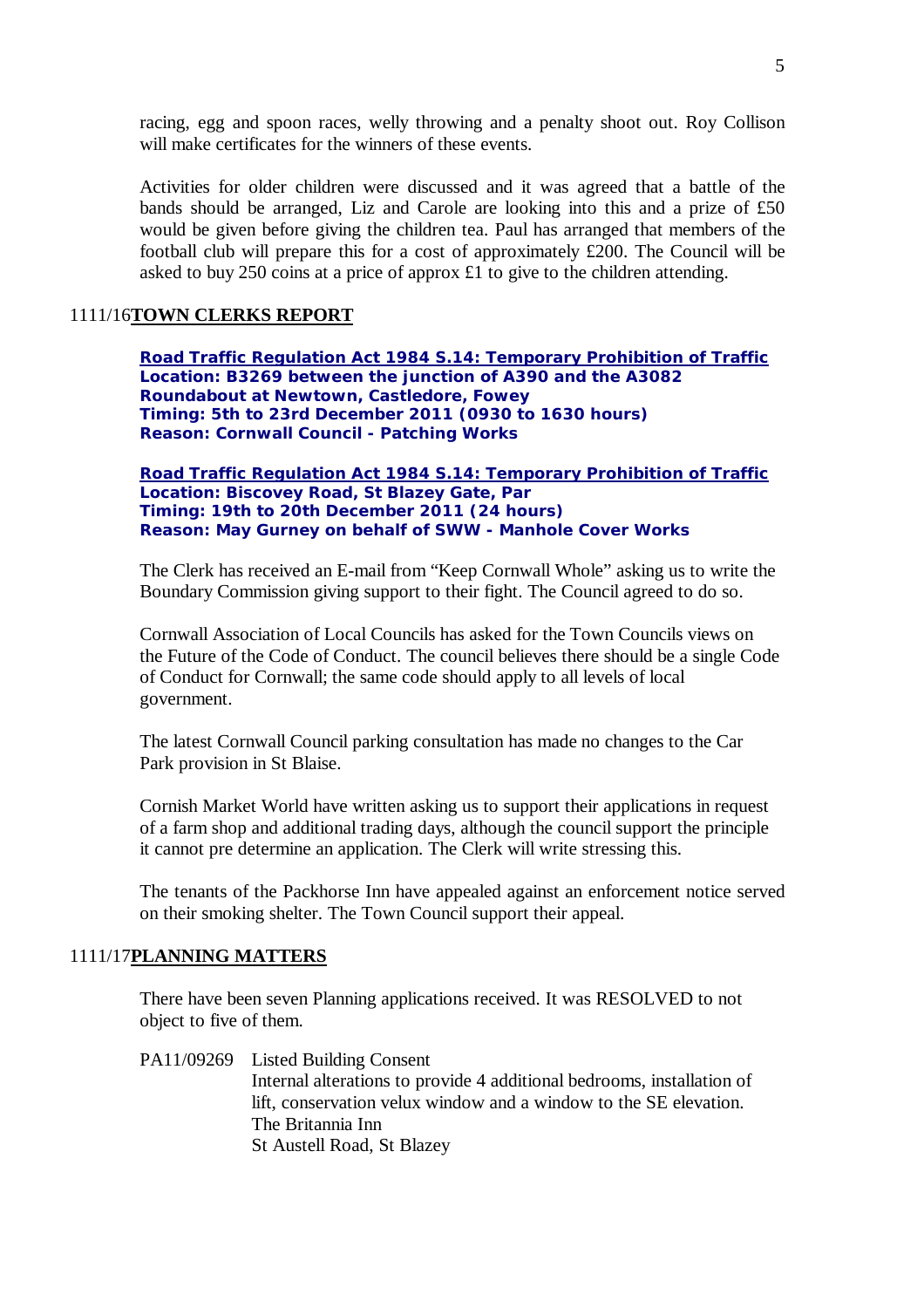racing, egg and spoon races, welly throwing and a penalty shoot out. Roy Collison will make certificates for the winners of these events.

Activities for older children were discussed and it was agreed that a battle of the bands should be arranged, Liz and Carole are looking into this and a prize of £50 would be given before giving the children tea. Paul has arranged that members of the football club will prepare this for a cost of approximately £200. The Council will be asked to buy 250 coins at a price of approx £1 to give to the children attending.

1111/16**TOWN CLERKS REPORT**

**Road Traffic Regulation Act 1984 S.14: Temporary Prohibition of Traffic**
**Location: B3269 between the junction of A390 and the A3082 Roundabout at Newtown, Castledore, Fowey**
**Timing: 5th to 23rd December 2011 (0930 to 1630 hours)**
**Reason: Cornwall Council - Patching Works**

**Road Traffic Regulation Act 1984 S.14: Temporary Prohibition of Traffic**
**Location: Biscovey Road, St Blazey Gate, Par**
**Timing: 19th to 20th December 2011 (24 hours)**
**Reason: May Gurney on behalf of SWW - Manhole Cover Works**

The Clerk has received an E-mail from "Keep Cornwall Whole" asking us to write the Boundary Commission giving support to their fight. The Council agreed to do so.

Cornwall Association of Local Councils has asked for the Town Councils views on the Future of the Code of Conduct. The council believes there should be a single Code of Conduct for Cornwall; the same code should apply to all levels of local government.

The latest Cornwall Council parking consultation has made no changes to the Car Park provision in St Blaise.

Cornish Market World have written asking us to support their applications in request of a farm shop and additional trading days, although the council support the principle it cannot pre determine an application. The Clerk will write stressing this.

The tenants of the Packhorse Inn have appealed against an enforcement notice served on their smoking shelter. The Town Council support their appeal.

1111/17**PLANNING MATTERS**

There have been seven Planning applications received. It was RESOLVED to not object to five of them.

PA11/09269 Listed Building Consent
Internal alterations to provide 4 additional bedrooms, installation of lift, conservation velux window and a window to the SE elevation.
The Britannia Inn
St Austell Road, St Blazey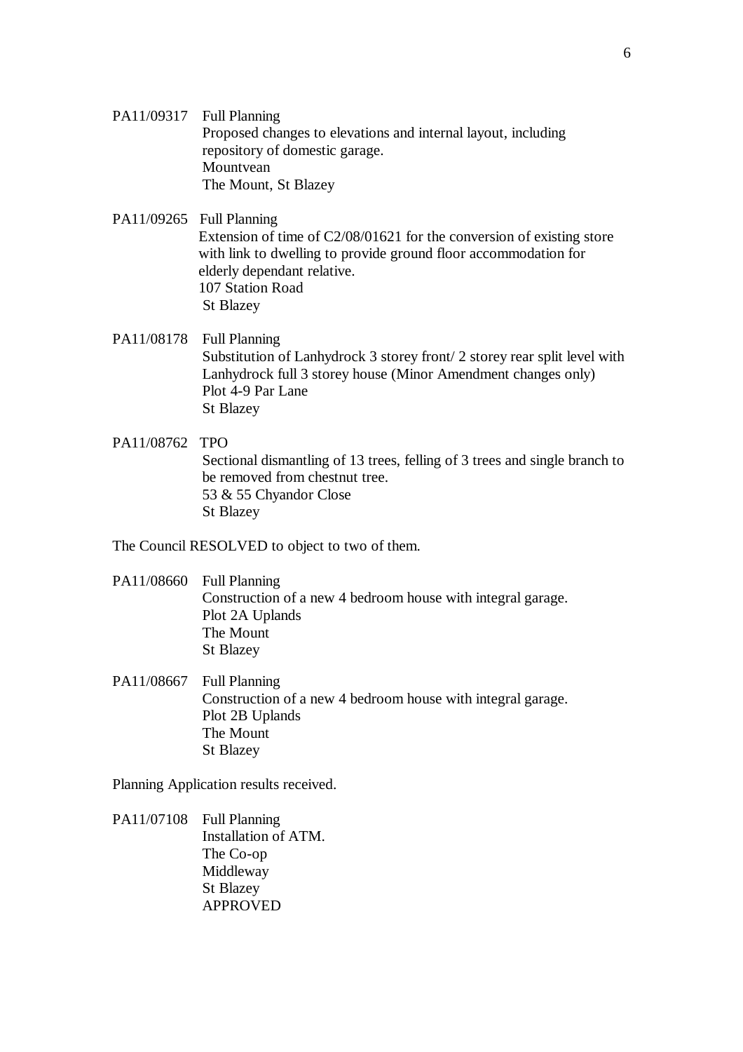PA11/09317 Full Planning
Proposed changes to elevations and internal layout, including repository of domestic garage.
Mountvean
The Mount, St Blazey

PA11/09265 Full Planning
Extension of time of C2/08/01621 for the conversion of existing store with link to dwelling to provide ground floor accommodation for elderly dependant relative.
107 Station Road
St Blazey

PA11/08178 Full Planning
Substitution of Lanhydrock 3 storey front/ 2 storey rear split level with Lanhydrock full 3 storey house (Minor Amendment changes only)
Plot 4-9 Par Lane
St Blazey

PA11/08762 TPO
Sectional dismantling of 13 trees, felling of 3 trees and single branch to be removed from chestnut tree.
53 & 55 Chyandor Close
St Blazey

The Council RESOLVED to object to two of them.

PA11/08660 Full Planning
Construction of a new 4 bedroom house with integral garage.
Plot 2A Uplands
The Mount
St Blazey

PA11/08667 Full Planning
Construction of a new 4 bedroom house with integral garage.
Plot 2B Uplands
The Mount
St Blazey

Planning Application results received.

PA11/07108 Full Planning
Installation of ATM.
The Co-op
Middleway
St Blazey
APPROVED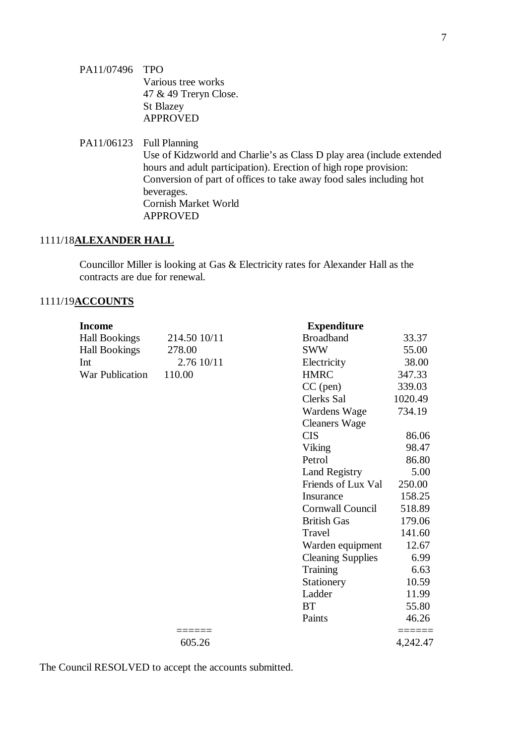PA11/07496 TPO
Various tree works
47 & 49 Treryn Close.
St Blazey
APPROVED

PA11/06123 Full Planning
Use of Kidzworld and Charlie's as Class D play area (include extended hours and adult participation). Erection of high rope provision: Conversion of part of offices to take away food sales including hot beverages.
Cornish Market World
APPROVED

1111/18**ALEXANDER HALL**

Councillor Miller is looking at Gas & Electricity rates for Alexander Hall as the contracts are due for renewal.

1111/19**ACCOUNTS**

| **Income** | | **Expenditure** | |
|---|---|---|---|
| Hall Bookings | 214.50 10/11 | Broadband | 33.37 |
| Hall Bookings | 278.00 | SWW | 55.00 |
| Int | 2.76 10/11 | Electricity | 38.00 |
| War Publication | 110.00 | HMRC | 347.33 |
| | | CC (pen) | 339.03 |
| | | Clerks Sal | 1020.49 |
| | | Wardens Wage | 734.19 |
| | | Cleaners Wage | |
| | | CIS | 86.06 |
| | | Viking | 98.47 |
| | | Petrol | 86.80 |
| | | Land Registry | 5.00 |
| | | Friends of Lux Val | 250.00 |
| | | Insurance | 158.25 |
| | | Cornwall Council | 518.89 |
| | | British Gas | 179.06 |
| | | Travel | 141.60 |
| | | Warden equipment | 12.67 |
| | | Cleaning Supplies | 6.99 |
| | | Training | 6.63 |
| | | Stationery | 10.59 |
| | | Ladder | 11.99 |
| | | BT | 55.80 |
| | | Paints | 46.26 |
| | ====== | | ====== |
| | 605.26 | | 4,242.47 |

The Council RESOLVED to accept the accounts submitted.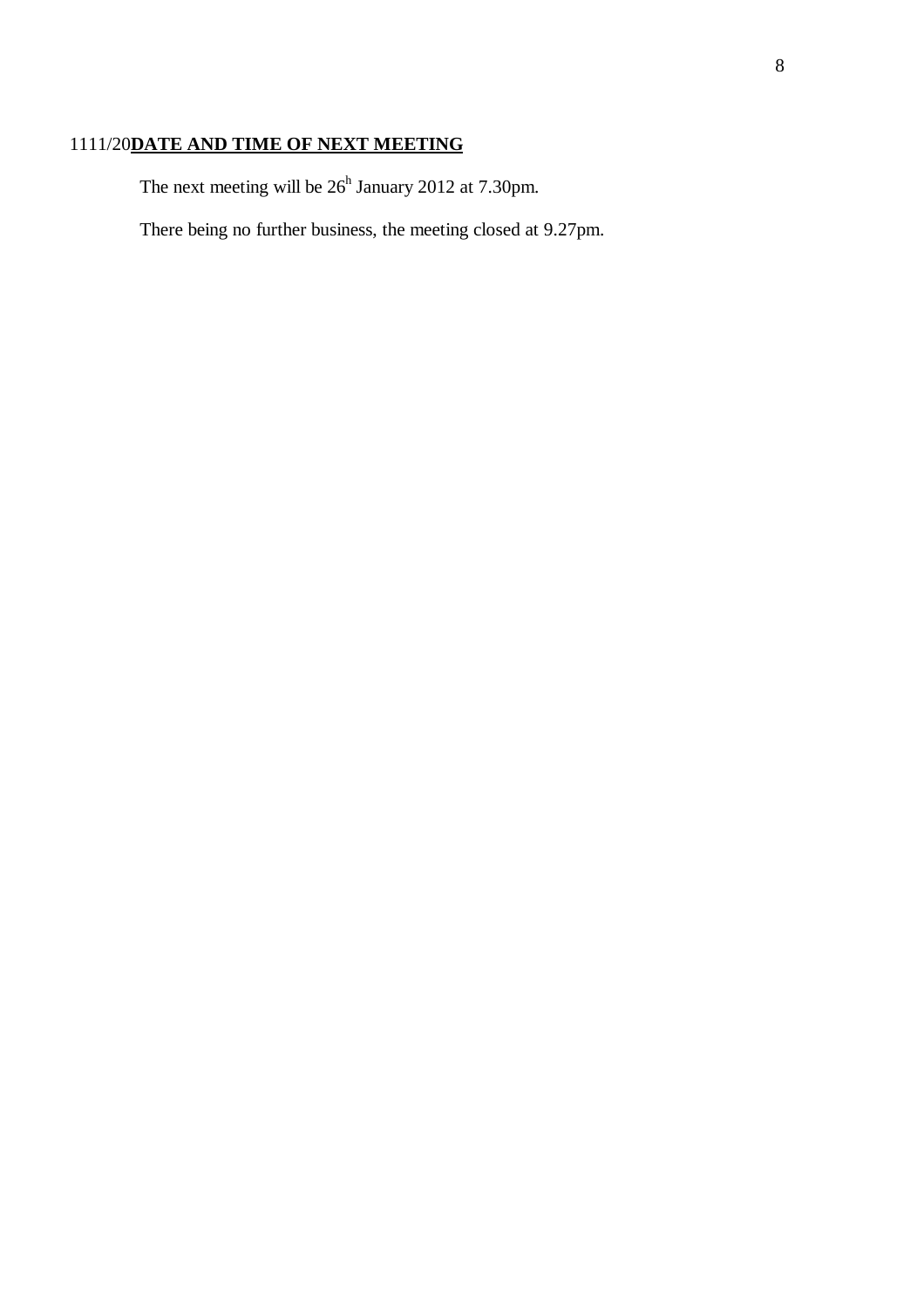1111/20 **DATE AND TIME OF NEXT MEETING**

The next meeting will be 26h January 2012 at 7.30pm.

There being no further business, the meeting closed at 9.27pm.